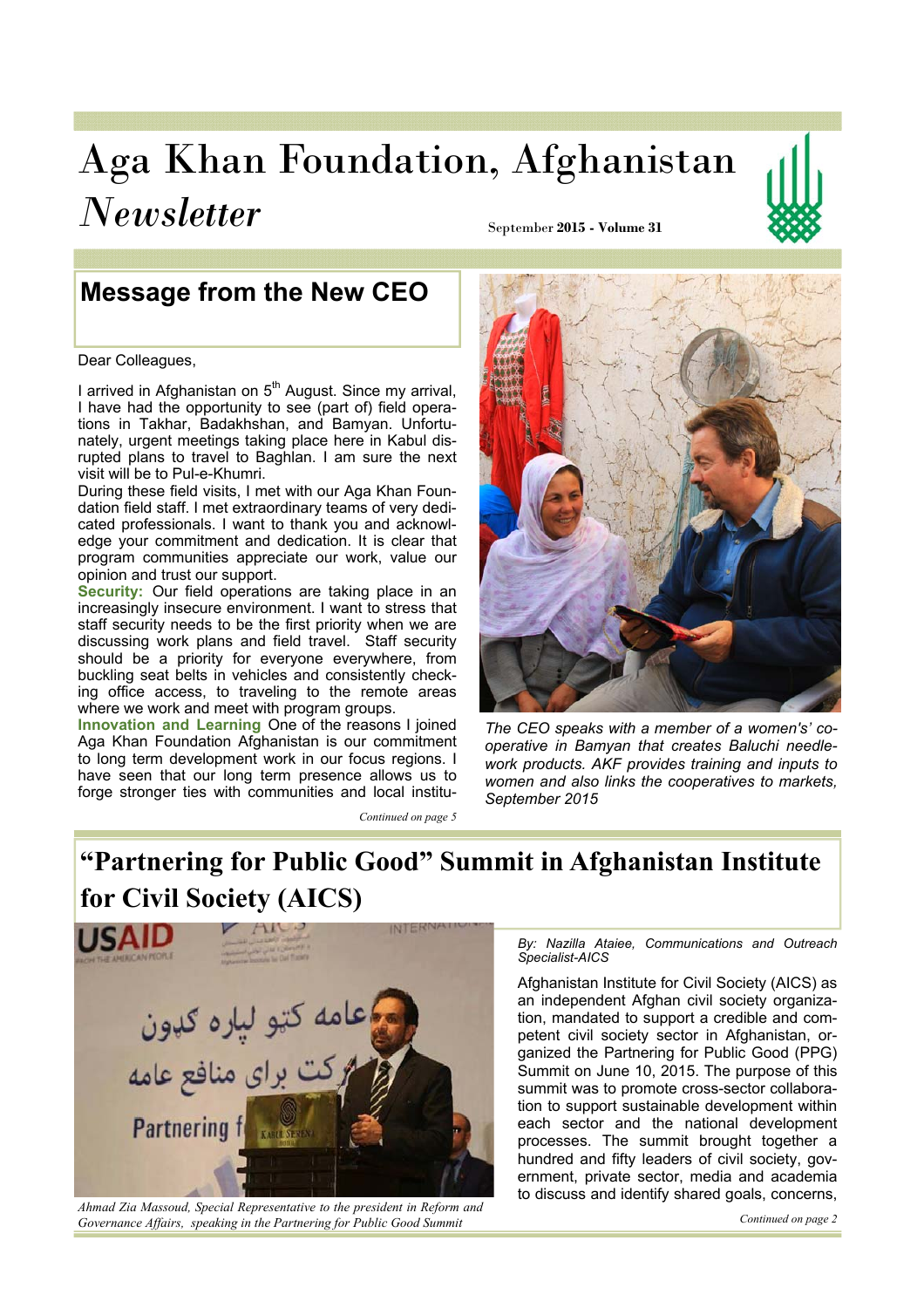# Aga Khan Foundation, Afghanistan *Newsletter*

September **2015 - Volume 31**

## Message from the New CEO

Dear Colleagues,

I arrived in Afghanistan on 5th August. Since my arrival, I have had the opportunity to see (part of) field operations in Takhar, Badakhshan, and Bamyan. Unfortunately, urgent meetings taking place here in Kabul disrupted plans to travel to Baghlan. I am sure the next visit will be to Pul-e-Khumri.

During these field visits, I met with our Aga Khan Foundation field staff. I met extraordinary teams of very dedicated professionals. I want to thank you and acknowledge your commitment and dedication. It is clear that program communities appreciate our work, value our opinion and trust our support.

**Security:** Our field operations are taking place in an increasingly insecure environment. I want to stress that staff security needs to be the first priority when we are discussing work plans and field travel. Staff security should be a priority for everyone everywhere, from buckling seat belts in vehicles and consistently checking office access, to traveling to the remote areas where we work and meet with program groups.

**Innovation and Learning** One of the reasons I joined Aga Khan Foundation Afghanistan is our commitment to long term development work in our focus regions. I have seen that our long term presence allows us to forge stronger ties with communities and local institu-

*Continued on page 5*

*The CEO speaks with a member of a women's' cooperative in Bamyan that creates Baluchi needlework products. AKF provides training and inputs to women and also links the cooperatives to markets, September 2015*

## "Partnering for Public Good" Summit in Afghanistan Institute for Civil Society (AICS)

*Ahmad Zia Massoud, Special Representative to the president in Reform and Governance Affairs, speaking in the Partnering for Public Good Summit*

*By: Nazilla Ataiee, Communications and Outreach Specialist-AICS*

Afghanistan Institute for Civil Society (AICS) as an independent Afghan civil society organization, mandated to support a credible and competent civil society sector in Afghanistan, organized the Partnering for Public Good (PPG) Summit on June 10, 2015. The purpose of this summit was to promote cross-sector collaboration to support sustainable development within each sector and the national development processes. The summit brought together a hundred and fifty leaders of civil society, government, private sector, media and academia to discuss and identify shared goals, concerns,

*Continued on page 2*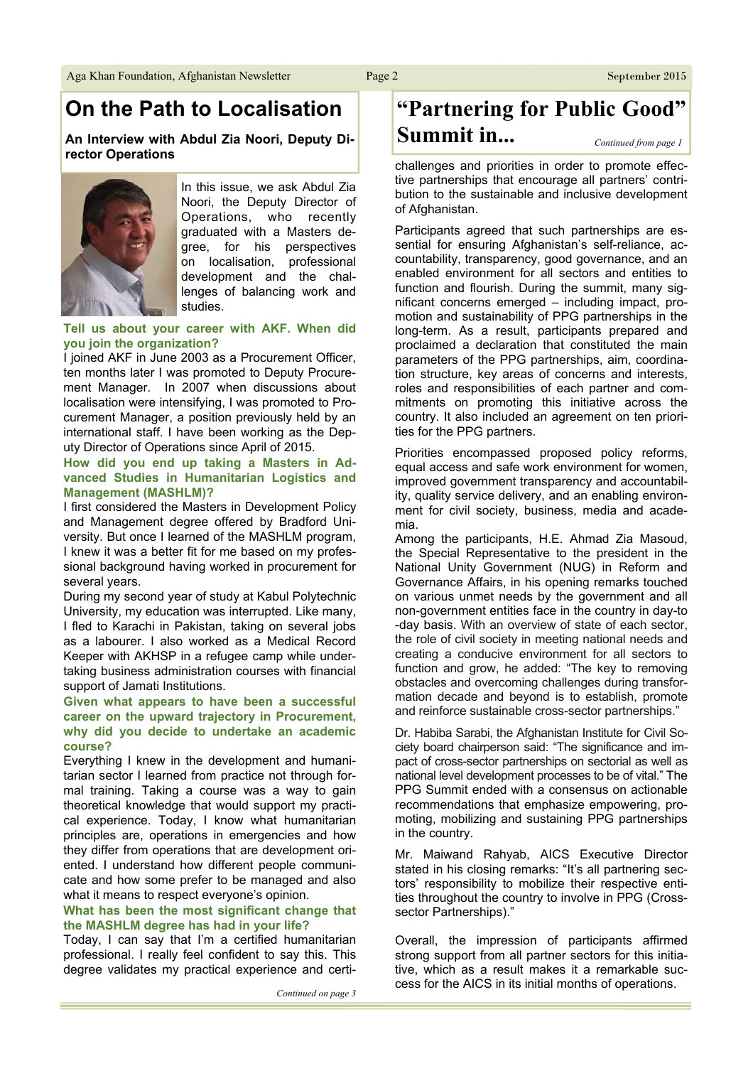# On the Path to Localisation

**An Interview with Abdul Zia Noori, Deputy Director Operations**

In this issue, we ask Abdul Zia Noori, the Deputy Director of Operations, who recently graduated with a Masters degree, for his perspectives on localisation, professional development and the challenges of balancing work and studies.

### Tell us about your career with AKF. When did you join the organization?

I joined AKF in June 2003 as a Procurement Officer, ten months later I was promoted to Deputy Procurement Manager. In 2007 when discussions about localisation were intensifying, I was promoted to Procurement Manager, a position previously held by an international staff. I have been working as the Deputy Director of Operations since April of 2015.

### How did you end up taking a Masters in Advanced Studies in Humanitarian Logistics and Management (MASHLM)?

I first considered the Masters in Development Policy and Management degree offered by Bradford University. But once I learned of the MASHLM program, I knew it was a better fit for me based on my professional background having worked in procurement for several years.

During my second year of study at Kabul Polytechnic University, my education was interrupted. Like many, I fled to Karachi in Pakistan, taking on several jobs as a labourer. I also worked as a Medical Record Keeper with AKHSP in a refugee camp while undertaking business administration courses with financial support of Jamati Institutions.

### Given what appears to have been a successful career on the upward trajectory in Procurement, why did you decide to undertake an academic course?

Everything I knew in the development and humanitarian sector I learned from practice not through formal training. Taking a course was a way to gain theoretical knowledge that would support my practical experience. Today, I know what humanitarian principles are, operations in emergencies and how they differ from operations that are development oriented. I understand how different people communicate and how some prefer to be managed and also what it means to respect everyone's opinion.

### What has been the most significant change that the MASHLM degree has had in your life?

Today, I can say that I'm a certified humanitarian professional. I really feel confident to say this. This degree validates my practical experience and certi-

*Continued on page 3*

# "Partnering for Public Good" Summit in...

*Continued from page 1*

challenges and priorities in order to promote effective partnerships that encourage all partners' contribution to the sustainable and inclusive development of Afghanistan.

Participants agreed that such partnerships are essential for ensuring Afghanistan's self-reliance, accountability, transparency, good governance, and an enabled environment for all sectors and entities to function and flourish. During the summit, many significant concerns emerged – including impact, promotion and sustainability of PPG partnerships in the long-term. As a result, participants prepared and proclaimed a declaration that constituted the main parameters of the PPG partnerships, aim, coordination structure, key areas of concerns and interests, roles and responsibilities of each partner and commitments on promoting this initiative across the country. It also included an agreement on ten priorities for the PPG partners.

Priorities encompassed proposed policy reforms, equal access and safe work environment for women, improved government transparency and accountability, quality service delivery, and an enabling environment for civil society, business, media and academia.

Among the participants, H.E. Ahmad Zia Masoud, the Special Representative to the president in the National Unity Government (NUG) in Reform and Governance Affairs, in his opening remarks touched on various unmet needs by the government and all non-government entities face in the country in day-to-day basis. With an overview of state of each sector, the role of civil society in meeting national needs and creating a conducive environment for all sectors to function and grow, he added: "The key to removing obstacles and overcoming challenges during transformation decade and beyond is to establish, promote and reinforce sustainable cross-sector partnerships."

Dr. Habiba Sarabi, the Afghanistan Institute for Civil Society board chairperson said: "The significance and impact of cross-sector partnerships on sectorial as well as national level development processes to be of vital." The PPG Summit ended with a consensus on actionable recommendations that emphasize empowering, promoting, mobilizing and sustaining PPG partnerships in the country.

Mr. Maiwand Rahyab, AICS Executive Director stated in his closing remarks: "It's all partnering sectors' responsibility to mobilize their respective entities throughout the country to involve in PPG (Cross-sector Partnerships)."

Overall, the impression of participants affirmed strong support from all partner sectors for this initiative, which as a result makes it a remarkable success for the AICS in its initial months of operations.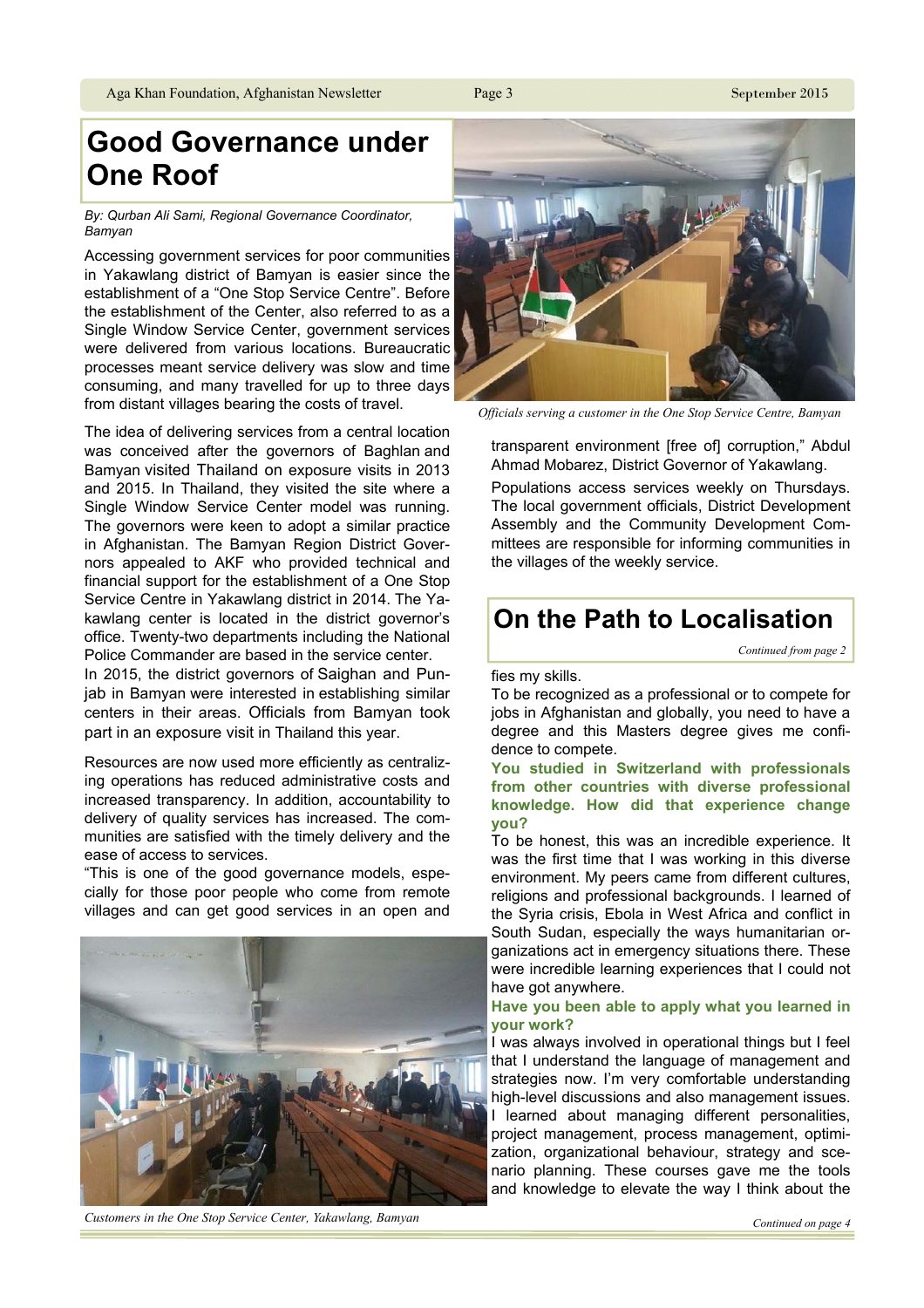# Good Governance under One Roof

*By: Qurban Ali Sami, Regional Governance Coordinator, Bamyan*

Accessing government services for poor communities in Yakawlang district of Bamyan is easier since the establishment of a "One Stop Service Centre". Before the establishment of the Center, also referred to as a Single Window Service Center, government services were delivered from various locations. Bureaucratic processes meant service delivery was slow and time consuming, and many travelled for up to three days from distant villages bearing the costs of travel.

*Officials serving a customer in the One Stop Service Centre, Bamyan*

The idea of delivering services from a central location was conceived after the governors of Baghlan and Bamyan visited Thailand on exposure visits in 2013 and 2015. In Thailand, they visited the site where a Single Window Service Center model was running. The governors were keen to adopt a similar practice in Afghanistan. The Bamyan Region District Governors appealed to AKF who provided technical and financial support for the establishment of a One Stop Service Centre in Yakawlang district in 2014. The Yakawlang center is located in the district governor's office. Twenty-two departments including the National Police Commander are based in the service center.

In 2015, the district governors of Saighan and Punjab in Bamyan were interested in establishing similar centers in their areas. Officials from Bamyan took part in an exposure visit in Thailand this year.

Resources are now used more efficiently as centralizing operations has reduced administrative costs and increased transparency. In addition, accountability to delivery of quality services has increased. The communities are satisfied with the timely delivery and the ease of access to services.

"This is one of the good governance models, especially for those poor people who come from remote villages and can get good services in an open and transparent environment [free of] corruption," Abdul Ahmad Mobarez, District Governor of Yakawlang.

Populations access services weekly on Thursdays. The local government officials, District Development Assembly and the Community Development Committees are responsible for informing communities in the villages of the weekly service.

*Customers in the One Stop Service Center, Yakawlang, Bamyan*

# On the Path to Localisation

*Continued from page 2*

fies my skills.

To be recognized as a professional or to compete for jobs in Afghanistan and globally, you need to have a degree and this Masters degree gives me confidence to compete.

**You studied in Switzerland with professionals from other countries with diverse professional knowledge. How did that experience change you?**

To be honest, this was an incredible experience. It was the first time that I was working in this diverse environment. My peers came from different cultures, religions and professional backgrounds. I learned of the Syria crisis, Ebola in West Africa and conflict in South Sudan, especially the ways humanitarian organizations act in emergency situations there. These were incredible learning experiences that I could not have got anywhere.

**Have you been able to apply what you learned in your work?**

I was always involved in operational things but I feel that I understand the language of management and strategies now. I'm very comfortable understanding high-level discussions and also management issues. I learned about managing different personalities, project management, process management, optimization, organizational behaviour, strategy and scenario planning. These courses gave me the tools and knowledge to elevate the way I think about the

*Continued on page 4*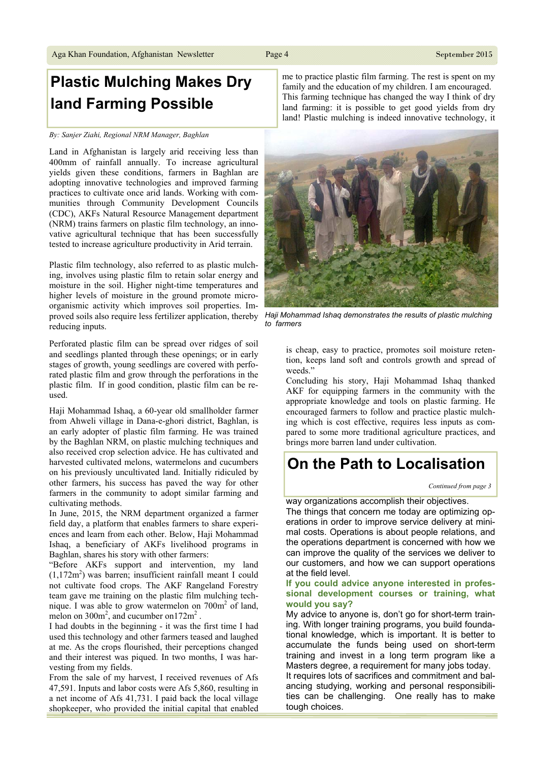# Plastic Mulching Makes Dry land Farming Possible

*By: Sanjer Ziahi, Regional NRM Manager, Baghlan*

Land in Afghanistan is largely arid receiving less than 400mm of rainfall annually. To increase agricultural yields given these conditions, farmers in Baghlan are adopting innovative technologies and improved farming practices to cultivate once arid lands. Working with communities through Community Development Councils (CDC), AKFs Natural Resource Management department (NRM) trains farmers on plastic film technology, an innovative agricultural technique that has been successfully tested to increase agriculture productivity in Arid terrain.

Plastic film technology, also referred to as plastic mulching, involves using plastic film to retain solar energy and moisture in the soil. Higher night-time temperatures and higher levels of moisture in the ground promote micro-organismic activity which improves soil properties. Improved soils also require less fertilizer application, thereby reducing inputs.

Perforated plastic film can be spread over ridges of soil and seedlings planted through these openings; or in early stages of growth, young seedlings are covered with perforated plastic film and grow through the perforations in the plastic film. If in good condition, plastic film can be reused.

Haji Mohammad Ishaq, a 60-year old smallholder farmer from Ahweli village in Dana-e-ghori district, Baghlan, is an early adopter of plastic film farming. He was trained by the Baghlan NRM, on plastic mulching techniques and also received crop selection advice. He has cultivated and harvested cultivated melons, watermelons and cucumbers on his previously uncultivated land. Initially ridiculed by other farmers, his success has paved the way for other farmers in the community to adopt similar farming and cultivating methods.

In June, 2015, the NRM department organized a farmer field day, a platform that enables farmers to share experiences and learn from each other. Below, Haji Mohammad Ishaq, a beneficiary of AKFs livelihood programs in Baghlan, shares his story with other farmers:

"Before AKFs support and intervention, my land (1,172m$^2$) was barren; insufficient rainfall meant I could not cultivate food crops. The AKF Rangeland Forestry team gave me training on the plastic film mulching technique. I was able to grow watermelon on 700m$^2$ of land, melon on 300m$^2$, and cucumber on172m$^2$ .

I had doubts in the beginning - it was the first time I had used this technology and other farmers teased and laughed at me. As the crops flourished, their perceptions changed and their interest was piqued. In two months, I was harvesting from my fields.

From the sale of my harvest, I received revenues of Afs 47,591. Inputs and labor costs were Afs 5,860, resulting in a net income of Afs 41,731. I paid back the local village shopkeeper, who provided the initial capital that enabled me to practice plastic film farming. The rest is spent on my family and the education of my children. I am encouraged. This farming technique has changed the way I think of dry land farming: it is possible to get good yields from dry land! Plastic mulching is indeed innovative technology, it is cheap, easy to practice, promotes soil moisture retention, keeps land soft and controls growth and spread of weeds."

*Haji Mohammad Ishaq demonstrates the results of plastic mulching to farmers*

Concluding his story, Haji Mohammad Ishaq thanked AKF for equipping farmers in the community with the appropriate knowledge and tools on plastic farming. He encouraged farmers to follow and practice plastic mulching which is cost effective, requires less inputs as compared to some more traditional agriculture practices, and brings more barren land under cultivation.

# On the Path to Localisation

*Continued from page 3*

way organizations accomplish their objectives.

The things that concern me today are optimizing operations in order to improve service delivery at minimal costs. Operations is about people relations, and the operations department is concerned with how we can improve the quality of the services we deliver to our customers, and how we can support operations at the field level.

**If you could advice anyone interested in professional development courses or training, what would you say?**

My advice to anyone is, don't go for short-term training. With longer training programs, you build foundational knowledge, which is important. It is better to accumulate the funds being used on short-term training and invest in a long term program like a Masters degree, a requirement for many jobs today.

It requires lots of sacrifices and commitment and balancing studying, working and personal responsibilities can be challenging. One really has to make tough choices.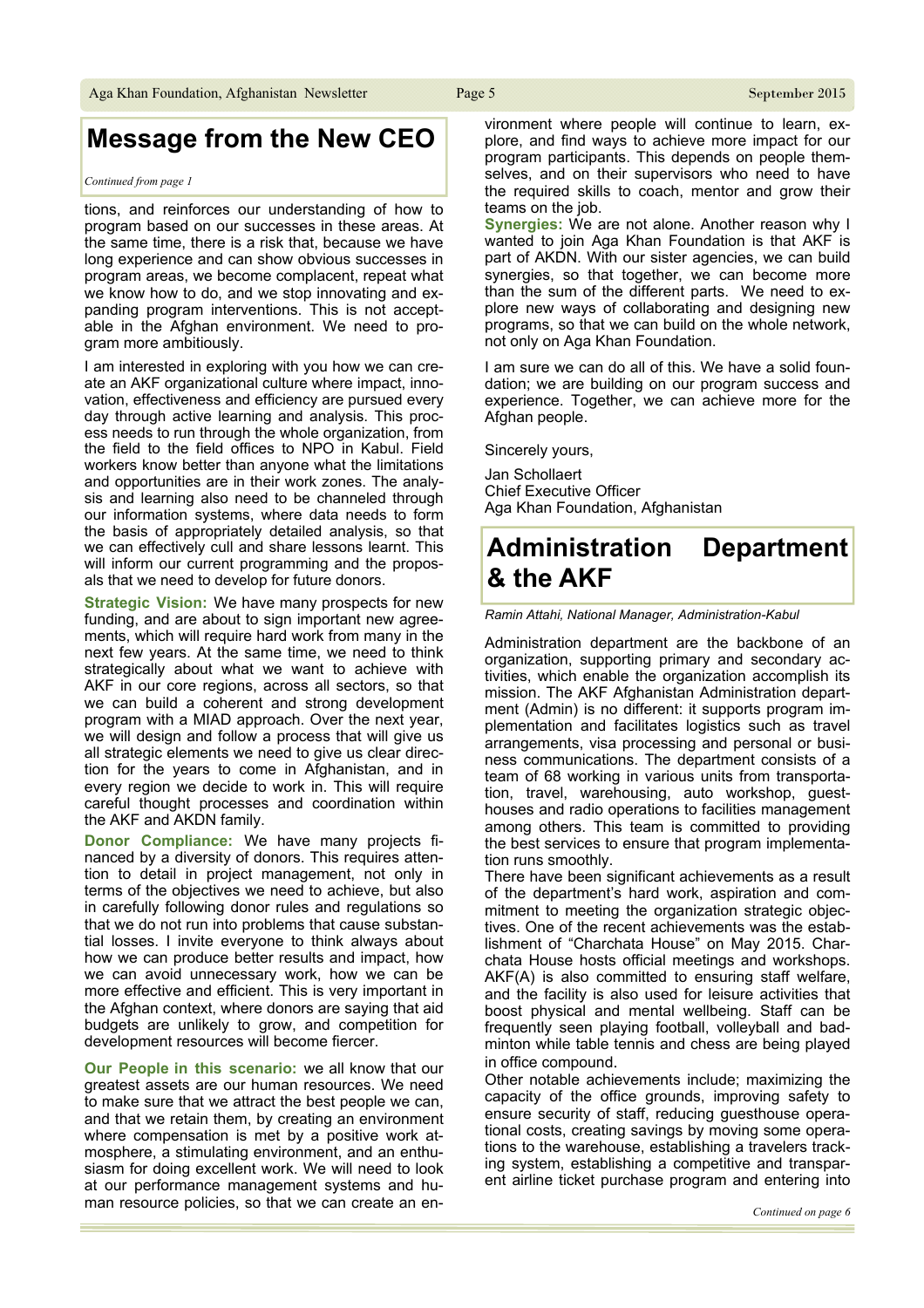## Message from the New CEO

*Continued from page 1*

tions, and reinforces our understanding of how to program based on our successes in these areas. At the same time, there is a risk that, because we have long experience and can show obvious successes in program areas, we become complacent, repeat what we know how to do, and we stop innovating and expanding program interventions. This is not acceptable in the Afghan environment. We need to program more ambitiously.

I am interested in exploring with you how we can create an AKF organizational culture where impact, innovation, effectiveness and efficiency are pursued every day through active learning and analysis. This process needs to run through the whole organization, from the field to the field offices to NPO in Kabul. Field workers know better than anyone what the limitations and opportunities are in their work zones. The analysis and learning also need to be channeled through our information systems, where data needs to form the basis of appropriately detailed analysis, so that we can effectively cull and share lessons learnt. This will inform our current programming and the proposals that we need to develop for future donors.

**Strategic Vision:** We have many prospects for new funding, and are about to sign important new agreements, which will require hard work from many in the next few years. At the same time, we need to think strategically about what we want to achieve with AKF in our core regions, across all sectors, so that we can build a coherent and strong development program with a MIAD approach. Over the next year, we will design and follow a process that will give us all strategic elements we need to give us clear direction for the years to come in Afghanistan, and in every region we decide to work in. This will require careful thought processes and coordination within the AKF and AKDN family.

**Donor Compliance:** We have many projects financed by a diversity of donors. This requires attention to detail in project management, not only in terms of the objectives we need to achieve, but also in carefully following donor rules and regulations so that we do not run into problems that cause substantial losses. I invite everyone to think always about how we can produce better results and impact, how we can avoid unnecessary work, how we can be more effective and efficient. This is very important in the Afghan context, where donors are saying that aid budgets are unlikely to grow, and competition for development resources will become fiercer.

**Our People in this scenario:** we all know that our greatest assets are our human resources. We need to make sure that we attract the best people we can, and that we retain them, by creating an environment where compensation is met by a positive work atmosphere, a stimulating environment, and an enthusiasm for doing excellent work. We will need to look at our performance management systems and human resource policies, so that we can create an environment where people will continue to learn, explore, and find ways to achieve more impact for our program participants. This depends on people themselves, and on their supervisors who need to have the required skills to coach, mentor and grow their teams on the job.

**Synergies:** We are not alone. Another reason why I wanted to join Aga Khan Foundation is that AKF is part of AKDN. With our sister agencies, we can build synergies, so that together, we can become more than the sum of the different parts. We need to explore new ways of collaborating and designing new programs, so that we can build on the whole network, not only on Aga Khan Foundation.

I am sure we can do all of this. We have a solid foundation; we are building on our program success and experience. Together, we can achieve more for the Afghan people.

Sincerely yours,

Jan Schollaert
Chief Executive Officer
Aga Khan Foundation, Afghanistan

## Administration Department & the AKF

*Ramin Attahi, National Manager, Administration-Kabul*

Administration department are the backbone of an organization, supporting primary and secondary activities, which enable the organization accomplish its mission. The AKF Afghanistan Administration department (Admin) is no different: it supports program implementation and facilitates logistics such as travel arrangements, visa processing and personal or business communications. The department consists of a team of 68 working in various units from transportation, travel, warehousing, auto workshop, guesthouses and radio operations to facilities management among others. This team is committed to providing the best services to ensure that program implementation runs smoothly.

There have been significant achievements as a result of the department's hard work, aspiration and commitment to meeting the organization strategic objectives. One of the recent achievements was the establishment of "Charchata House" on May 2015. Charchata House hosts official meetings and workshops. AKF(A) is also committed to ensuring staff welfare, and the facility is also used for leisure activities that boost physical and mental wellbeing. Staff can be frequently seen playing football, volleyball and badminton while table tennis and chess are being played in office compound.

Other notable achievements include; maximizing the capacity of the office grounds, improving safety to ensure security of staff, reducing guesthouse operational costs, creating savings by moving some operations to the warehouse, establishing a travelers tracking system, establishing a competitive and transparent airline ticket purchase program and entering into

*Continued on page 6*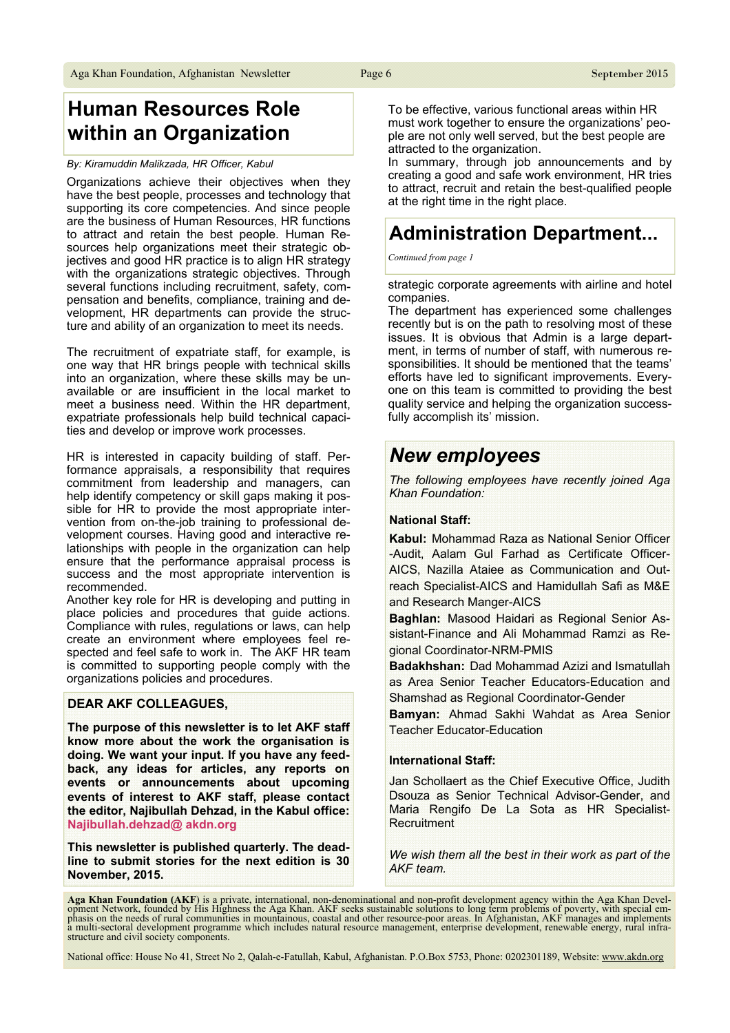## Human Resources Role within an Organization

*By: Kiramuddin Malikzada, HR Officer, Kabul*

Organizations achieve their objectives when they have the best people, processes and technology that supporting its core competencies. And since people are the business of Human Resources, HR functions to attract and retain the best people. Human Resources help organizations meet their strategic objectives and good HR practice is to align HR strategy with the organizations strategic objectives. Through several functions including recruitment, safety, compensation and benefits, compliance, training and development, HR departments can provide the structure and ability of an organization to meet its needs.

The recruitment of expatriate staff, for example, is one way that HR brings people with technical skills into an organization, where these skills may be unavailable or are insufficient in the local market to meet a business need. Within the HR department, expatriate professionals help build technical capacities and develop or improve work processes.

HR is interested in capacity building of staff. Performance appraisals, a responsibility that requires commitment from leadership and managers, can help identify competency or skill gaps making it possible for HR to provide the most appropriate intervention from on-the-job training to professional development courses. Having good and interactive relationships with people in the organization can help ensure that the performance appraisal process is success and the most appropriate intervention is recommended.

Another key role for HR is developing and putting in place policies and procedures that guide actions. Compliance with rules, regulations or laws, can help create an environment where employees feel respected and feel safe to work in. The AKF HR team is committed to supporting people comply with the organizations policies and procedures.

To be effective, various functional areas within HR must work together to ensure the organizations' people are not only well served, but the best people are attracted to the organization.

In summary, through job announcements and by creating a good and safe work environment, HR tries to attract, recruit and retain the best-qualified people at the right time in the right place.

**DEAR AKF COLLEAGUES,**

**The purpose of this newsletter is to let AKF staff know more about the work the organisation is doing. We want your input. If you have any feedback, any ideas for articles, any reports on events or announcements about upcoming events of interest to AKF staff, please contact the editor, Najibullah Dehzad, in the Kabul office: Najibullah.dehzad@ akdn.org**

**This newsletter is published quarterly. The deadline to submit stories for the next edition is 30 November, 2015.**

## Administration Department...

*Continued from page 1*

strategic corporate agreements with airline and hotel companies.

The department has experienced some challenges recently but is on the path to resolving most of these issues. It is obvious that Admin is a large department, in terms of number of staff, with numerous responsibilities. It should be mentioned that the teams' efforts have led to significant improvements. Everyone on this team is committed to providing the best quality service and helping the organization successfully accomplish its' mission.

## *New employees*

*The following employees have recently joined Aga Khan Foundation:*

**National Staff:**

**Kabul:** Mohammad Raza as National Senior Officer -Audit, Aalam Gul Farhad as Certificate Officer-AICS, Nazilla Ataiee as Communication and Outreach Specialist-AICS and Hamidullah Safi as M&E and Research Manger-AICS

**Baghlan:** Masood Haidari as Regional Senior Assistant-Finance and Ali Mohammad Ramzi as Regional Coordinator-NRM-PMIS

**Badakhshan:** Dad Mohammad Azizi and Ismatullah as Area Senior Teacher Educators-Education and Shamshad as Regional Coordinator-Gender

**Bamyan:** Ahmad Sakhi Wahdat as Area Senior Teacher Educator-Education

**International Staff:**

Jan Schollaert as the Chief Executive Office, Judith Dsouza as Senior Technical Advisor-Gender, and Maria Rengifo De La Sota as HR Specialist-Recruitment

*We wish them all the best in their work as part of the AKF team.*

**Aga Khan Foundation (AKF**) is a private, international, non-denominational and non-profit development agency within the Aga Khan Development Network, founded by His Highness the Aga Khan. AKF seeks sustainable solutions to long term problems of poverty, with special emphasis on the needs of rural communities in mountainous, coastal and other resource-poor areas. In Afghanistan, AKF manages and implements a multi-sectoral development programme which includes natural resource management, enterprise development, renewable energy, rural infrastructure and civil society components.

National office: House No 41, Street No 2, Qalah-e-Fatullah, Kabul, Afghanistan. P.O.Box 5753, Phone: 0202301189, Website: www.akdn.org